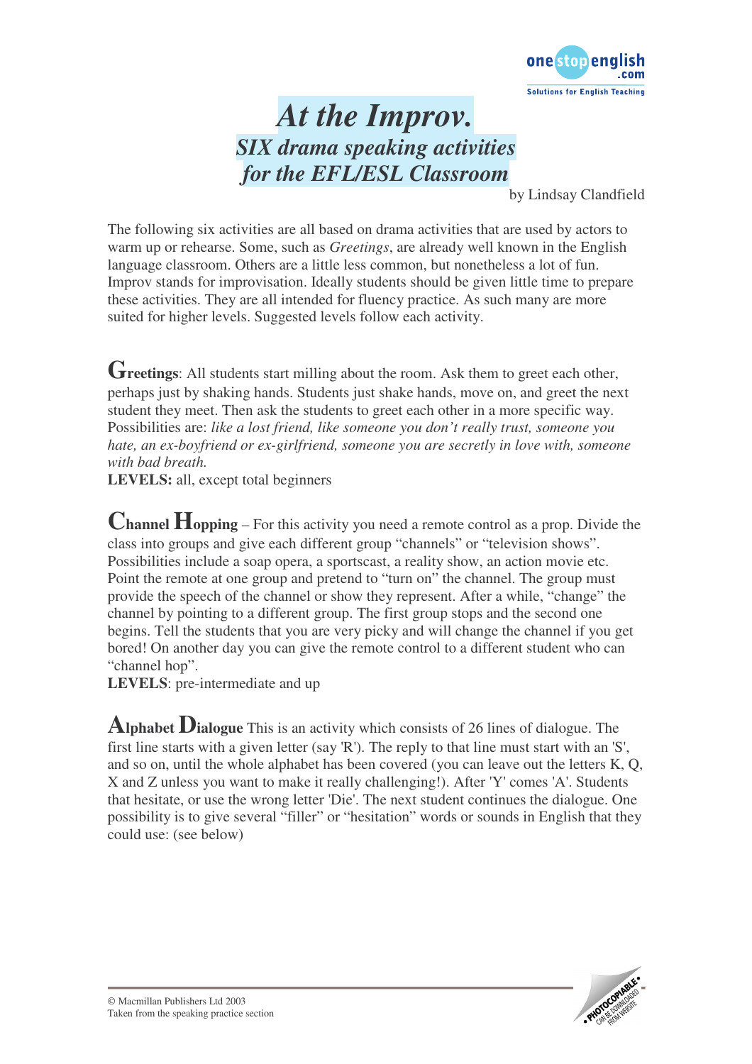# *At the Improv.*

## *SIX drama speaking activities for the EFL/ESL Classroom*

by Lindsay Clandfield

The following six activities are all based on drama activities that are used by actors to warm up or rehearse. Some, such as *Greetings*, are already well known in the English language classroom. Others are a little less common, but nonetheless a lot of fun. Improv stands for improvisation. Ideally students should be given little time to prepare these activities. They are all intended for fluency practice. As such many are more suited for higher levels. Suggested levels follow each activity.

**Greetings**: All students start milling about the room. Ask them to greet each other, perhaps just by shaking hands. Students just shake hands, move on, and greet the next student they meet. Then ask the students to greet each other in a more specific way. Possibilities are: *like a lost friend, like someone you don't really trust, someone you hate, an ex-boyfriend or ex-girlfriend, someone you are secretly in love with, someone with bad breath.*
**LEVELS:** all, except total beginners

**Channel Hopping** – For this activity you need a remote control as a prop. Divide the class into groups and give each different group "channels" or "television shows". Possibilities include a soap opera, a sportscast, a reality show, an action movie etc. Point the remote at one group and pretend to "turn on" the channel. The group must provide the speech of the channel or show they represent. After a while, "change" the channel by pointing to a different group. The first group stops and the second one begins. Tell the students that you are very picky and will change the channel if you get bored! On another day you can give the remote control to a different student who can "channel hop".
**LEVELS**: pre-intermediate and up

**Alphabet Dialogue** This is an activity which consists of 26 lines of dialogue. The first line starts with a given letter (say 'R'). The reply to that line must start with an 'S', and so on, until the whole alphabet has been covered (you can leave out the letters K, Q, X and Z unless you want to make it really challenging!). After 'Y' comes 'A'. Students that hesitate, or use the wrong letter 'Die'. The next student continues the dialogue. One possibility is to give several "filler" or "hesitation" words or sounds in English that they could use: (see below)

© Macmillan Publishers Ltd 2003
Taken from the speaking practice section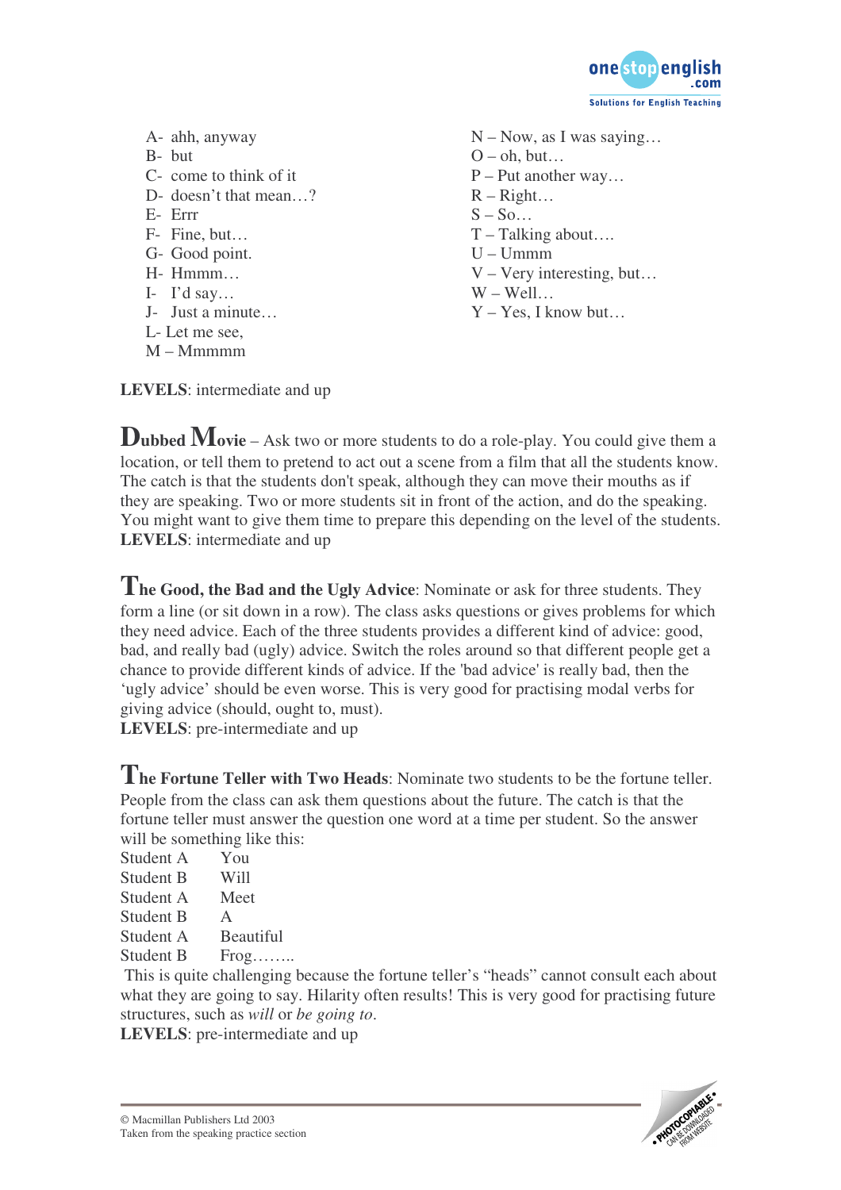A- ahh, anyway
B- but
C- come to think of it
D- doesn't that mean…?
E- Errr
F- Fine, but…
G- Good point.
H- Hmmm…
I- I'd say…
J- Just a minute…
L- Let me see,
M – Mmmmm
N – Now, as I was saying…
O – oh, but…
P – Put another way…
R – Right…
S – So…
T – Talking about….
U – Ummm
V – Very interesting, but…
W – Well…
Y – Yes, I know but…

**LEVELS**: intermediate and up

**Dubbed Movie** – Ask two or more students to do a role-play. You could give them a location, or tell them to pretend to act out a scene from a film that all the students know. The catch is that the students don't speak, although they can move their mouths as if they are speaking. Two or more students sit in front of the action, and do the speaking. You might want to give them time to prepare this depending on the level of the students.
**LEVELS**: intermediate and up

**The Good, the Bad and the Ugly Advice**: Nominate or ask for three students. They form a line (or sit down in a row). The class asks questions or gives problems for which they need advice. Each of the three students provides a different kind of advice: good, bad, and really bad (ugly) advice. Switch the roles around so that different people get a chance to provide different kinds of advice. If the 'bad advice' is really bad, then the 'ugly advice' should be even worse. This is very good for practising modal verbs for giving advice (should, ought to, must).
**LEVELS**: pre-intermediate and up

**The Fortune Teller with Two Heads**: Nominate two students to be the fortune teller. People from the class can ask them questions about the future. The catch is that the fortune teller must answer the question one word at a time per student. So the answer will be something like this:

| | |
|---|---|
| Student A | You |
| Student B | Will |
| Student A | Meet |
| Student B | A |
| Student A | Beautiful |
| Student B | Frog…….. |

This is quite challenging because the fortune teller's "heads" cannot consult each about what they are going to say. Hilarity often results! This is very good for practising future structures, such as *will* or *be going to*.
**LEVELS**: pre-intermediate and up

© Macmillan Publishers Ltd 2003
Taken from the speaking practice section